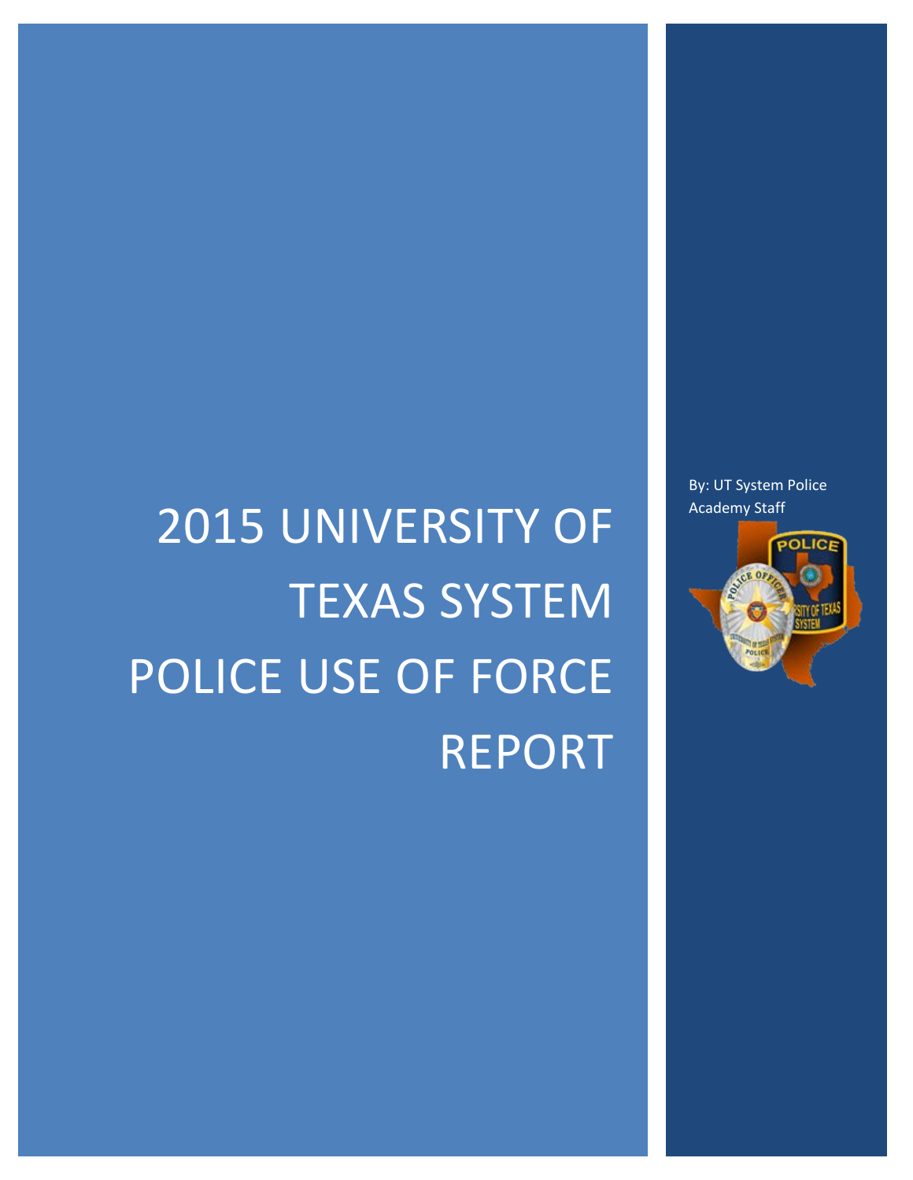# 2015 UNIVERSITY OF TEXAS SYSTEM POLICE USE OF FORCE REPORT

By: UT System Police Academy Staff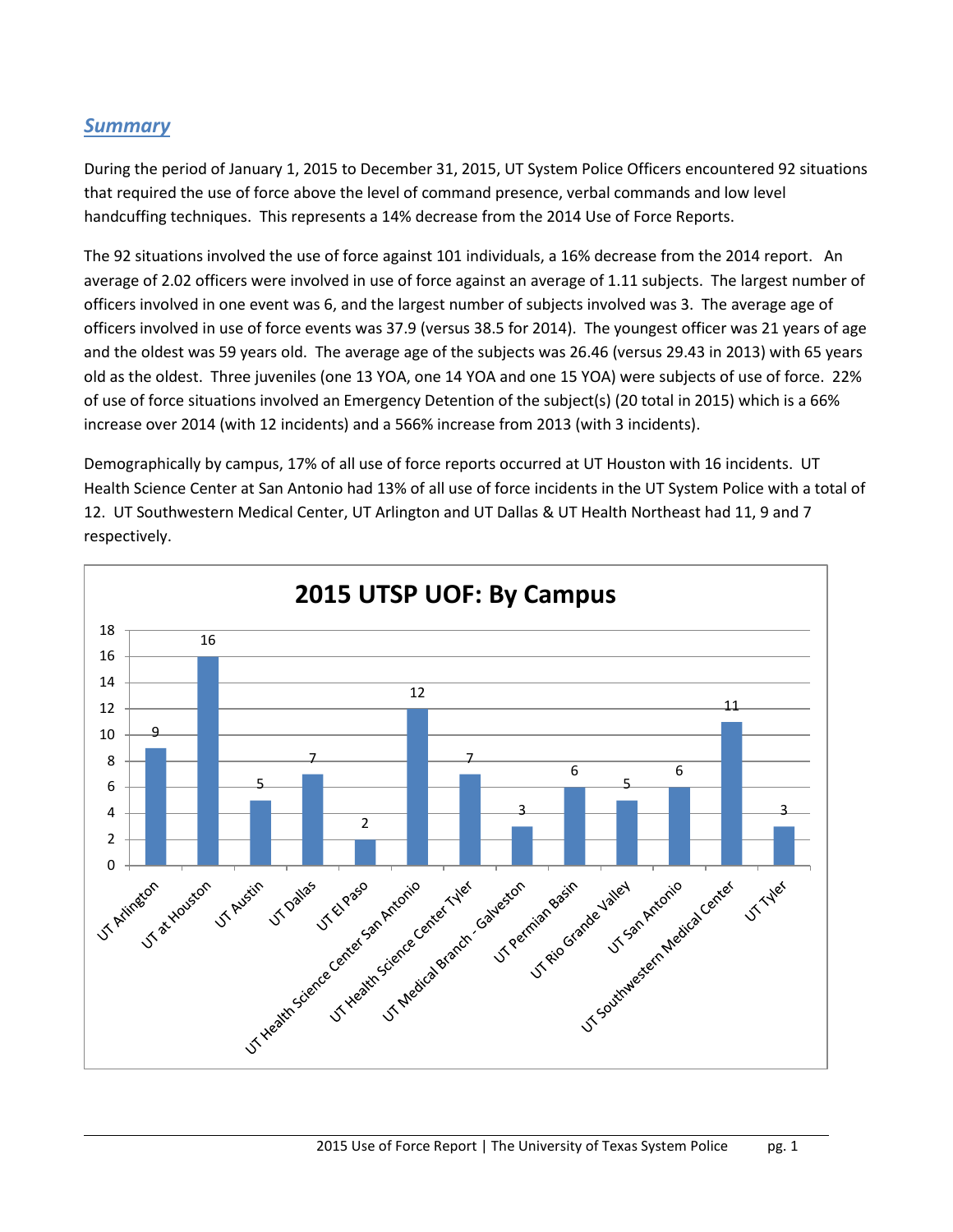## *Summary*

During the period of January 1, 2015 to December 31, 2015, UT System Police Officers encountered 92 situations that required the use of force above the level of command presence, verbal commands and low level handcuffing techniques. This represents a 14% decrease from the 2014 Use of Force Reports.

The 92 situations involved the use of force against 101 individuals, a 16% decrease from the 2014 report. An average of 2.02 officers were involved in use of force against an average of 1.11 subjects. The largest number of officers involved in one event was 6, and the largest number of subjects involved was 3. The average age of officers involved in use of force events was 37.9 (versus 38.5 for 2014). The youngest officer was 21 years of age and the oldest was 59 years old. The average age of the subjects was 26.46 (versus 29.43 in 2013) with 65 years old as the oldest. Three juveniles (one 13 YOA, one 14 YOA and one 15 YOA) were subjects of use of force. 22% of use of force situations involved an Emergency Detention of the subject(s) (20 total in 2015) which is a 66% increase over 2014 (with 12 incidents) and a 566% increase from 2013 (with 3 incidents).

Demographically by campus, 17% of all use of force reports occurred at UT Houston with 16 incidents. UT Health Science Center at San Antonio had 13% of all use of force incidents in the UT System Police with a total of 12. UT Southwestern Medical Center, UT Arlington and UT Dallas & UT Health Northeast had 11, 9 and 7 respectively.

**2015 UTSP UOF: By Campus**

| Campus | Incidents |
|---|---|
| UT Arlington | 9 |
| UT at Houston | 16 |
| UT Austin | 5 |
| UT Dallas | 7 |
| UT El Paso | 2 |
| UT Health Science Center San Antonio | 12 |
| UT Health Science Center Tyler | 7 |
| UT Medical Branch - Galveston | 3 |
| UT Permian Basin | 6 |
| UT Rio Grande Valley | 5 |
| UT San Antonio | 6 |
| UT Southwestern Medical Center | 11 |
| UT Tyler | 3 |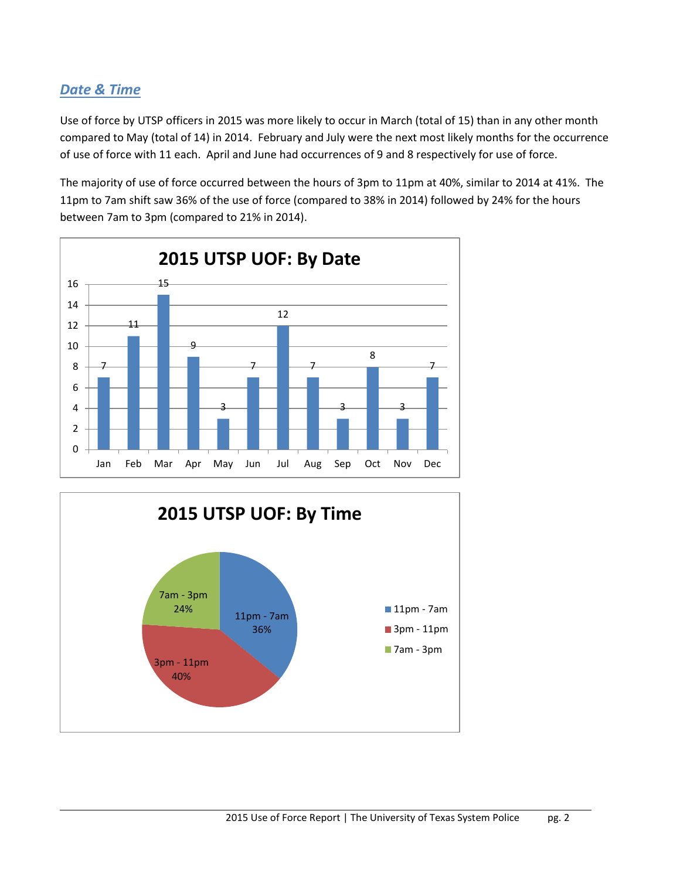## *Date & Time*

Use of force by UTSP officers in 2015 was more likely to occur in March (total of 15) than in any other month compared to May (total of 14) in 2014. February and July were the next most likely months for the occurrence of use of force with 11 each. April and June had occurrences of 9 and 8 respectively for use of force.

The majority of use of force occurred between the hours of 3pm to 11pm at 40%, similar to 2014 at 41%. The 11pm to 7am shift saw 36% of the use of force (compared to 38% in 2014) followed by 24% for the hours between 7am to 3pm (compared to 21% in 2014).

**2015 UTSP UOF: By Date**

| Month | Count |
|---|---|
| Jan | 7 |
| Feb | 11 |
| Mar | 15 |
| Apr | 9 |
| May | 3 |
| Jun | 7 |
| Jul | 12 |
| Aug | 7 |
| Sep | 3 |
| Oct | 8 |
| Nov | 3 |
| Dec | 7 |

**2015 UTSP UOF: By Time**

| Time | Percent |
|---|---|
| 11pm - 7am | 36% |
| 3pm - 11pm | 40% |
| 7am - 3pm | 24% |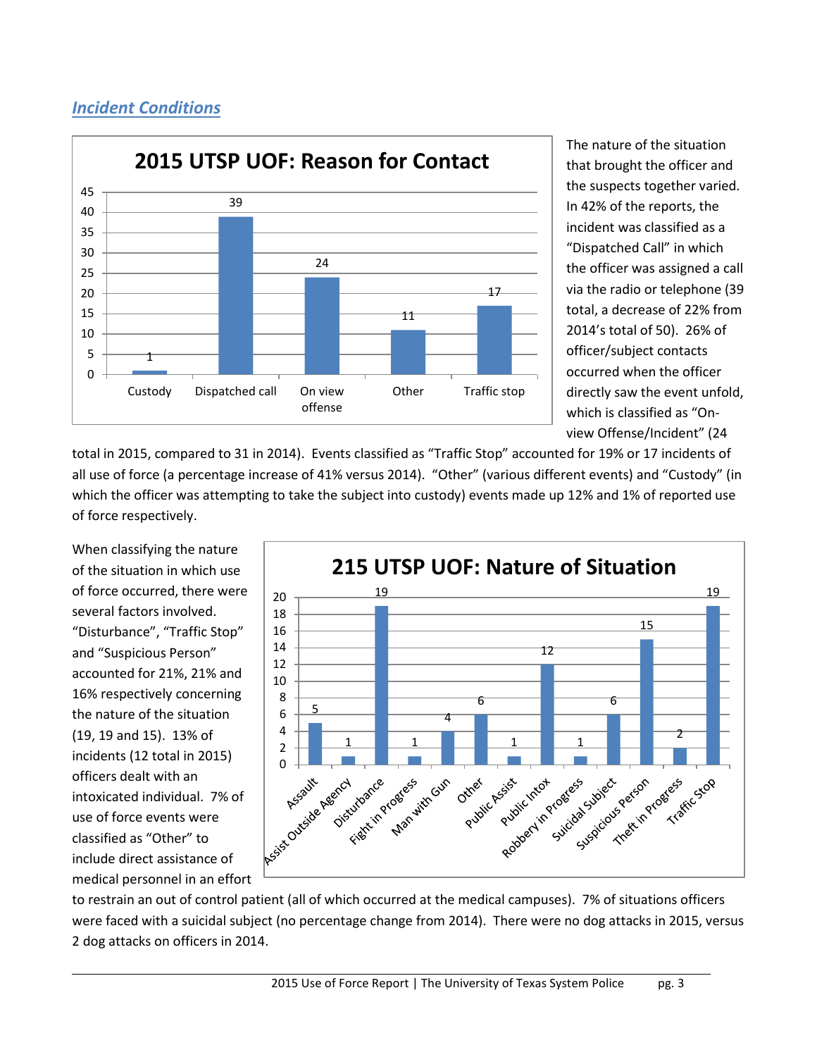## *Incident Conditions*

**2015 UTSP UOF: Reason for Contact**

| Reason | Count |
|---|---|
| Custody | 1 |
| Dispatched call | 39 |
| On view offense | 24 |
| Other | 11 |
| Traffic stop | 17 |

The nature of the situation that brought the officer and the suspects together varied. In 42% of the reports, the incident was classified as a "Dispatched Call" in which the officer was assigned a call via the radio or telephone (39 total, a decrease of 22% from 2014's total of 50). 26% of officer/subject contacts occurred when the officer directly saw the event unfold, which is classified as "On-view Offense/Incident" (24 total in 2015, compared to 31 in 2014). Events classified as "Traffic Stop" accounted for 19% or 17 incidents of all use of force (a percentage increase of 41% versus 2014). "Other" (various different events) and "Custody" (in which the officer was attempting to take the subject into custody) events made up 12% and 1% of reported use of force respectively.

**215 UTSP UOF: Nature of Situation**

| Nature of Situation | Count |
|---|---|
| Assault | 5 |
| Assist Outside Agency | 1 |
| Disturbance | 19 |
| Fight in Progress | 1 |
| Man with Gun | 4 |
| Other | 6 |
| Public Assist | 1 |
| Public Intox | 12 |
| Robbery in Progress | 1 |
| Suicidal Subject | 6 |
| Suspicious Person | 15 |
| Theft in Progress | 2 |
| Traffic Stop | 19 |

When classifying the nature of the situation in which use of force occurred, there were several factors involved. "Disturbance", "Traffic Stop" and "Suspicious Person" accounted for 21%, 21% and 16% respectively concerning the nature of the situation (19, 19 and 15). 13% of incidents (12 total in 2015) officers dealt with an intoxicated individual. 7% of use of force events were classified as "Other" to include direct assistance of medical personnel in an effort to restrain an out of control patient (all of which occurred at the medical campuses). 7% of situations officers were faced with a suicidal subject (no percentage change from 2014). There were no dog attacks in 2015, versus 2 dog attacks on officers in 2014.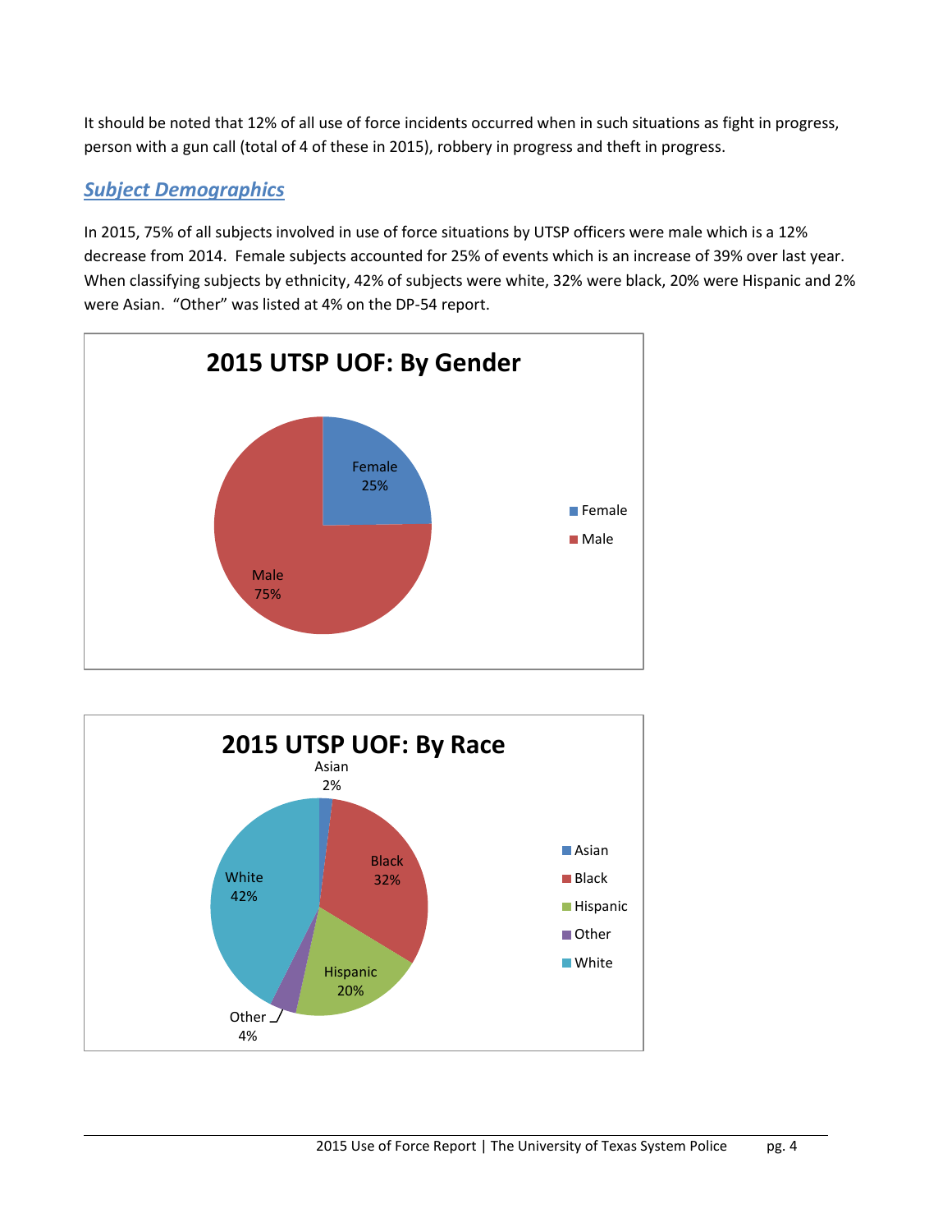It should be noted that 12% of all use of force incidents occurred when in such situations as fight in progress, person with a gun call (total of 4 of these in 2015), robbery in progress and theft in progress.

## *Subject Demographics*

In 2015, 75% of all subjects involved in use of force situations by UTSP officers were male which is a 12% decrease from 2014. Female subjects accounted for 25% of events which is an increase of 39% over last year. When classifying subjects by ethnicity, 42% of subjects were white, 32% were black, 20% were Hispanic and 2% were Asian. "Other" was listed at 4% on the DP-54 report.

**2015 UTSP UOF: By Gender**

| Gender | Percent |
| --- | --- |
| Female | 25% |
| Male | 75% |

**2015 UTSP UOF: By Race**

| Race | Percent |
| --- | --- |
| Asian | 2% |
| Black | 32% |
| Hispanic | 20% |
| Other | 4% |
| White | 42% |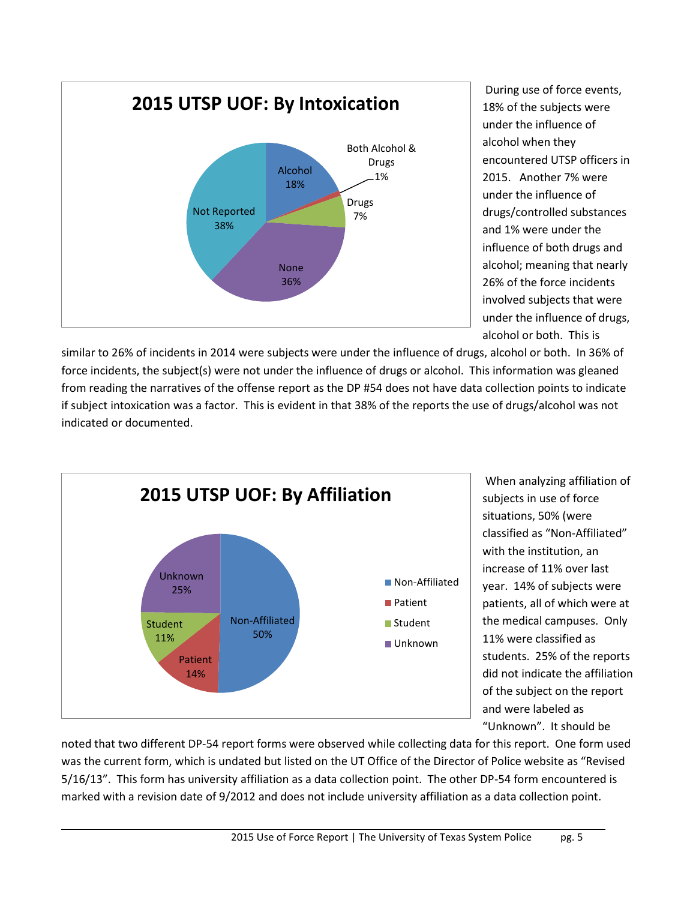**2015 UTSP UOF: By Intoxication**

Alcohol 18%
Both Alcohol & Drugs 1%
Drugs 7%
None 36%
Not Reported 38%

During use of force events, 18% of the subjects were under the influence of alcohol when they encountered UTSP officers in 2015. Another 7% were under the influence of drugs/controlled substances and 1% were under the influence of both drugs and alcohol; meaning that nearly 26% of the force incidents involved subjects that were under the influence of drugs, alcohol or both. This is similar to 26% of incidents in 2014 were subjects were under the influence of drugs, alcohol or both. In 36% of force incidents, the subject(s) were not under the influence of drugs or alcohol. This information was gleaned from reading the narratives of the offense report as the DP #54 does not have data collection points to indicate if subject intoxication was a factor. This is evident in that 38% of the reports the use of drugs/alcohol was not indicated or documented.

**2015 UTSP UOF: By Affiliation**

Non-Affiliated 50%
Patient 14%
Student 11%
Unknown 25%

When analyzing affiliation of subjects in use of force situations, 50% (were classified as "Non-Affiliated" with the institution, an increase of 11% over last year. 14% of subjects were patients, all of which were at the medical campuses. Only 11% were classified as students. 25% of the reports did not indicate the affiliation of the subject on the report and were labeled as "Unknown". It should be noted that two different DP-54 report forms were observed while collecting data for this report. One form used was the current form, which is undated but listed on the UT Office of the Director of Police website as "Revised 5/16/13". This form has university affiliation as a data collection point. The other DP-54 form encountered is marked with a revision date of 9/2012 and does not include university affiliation as a data collection point.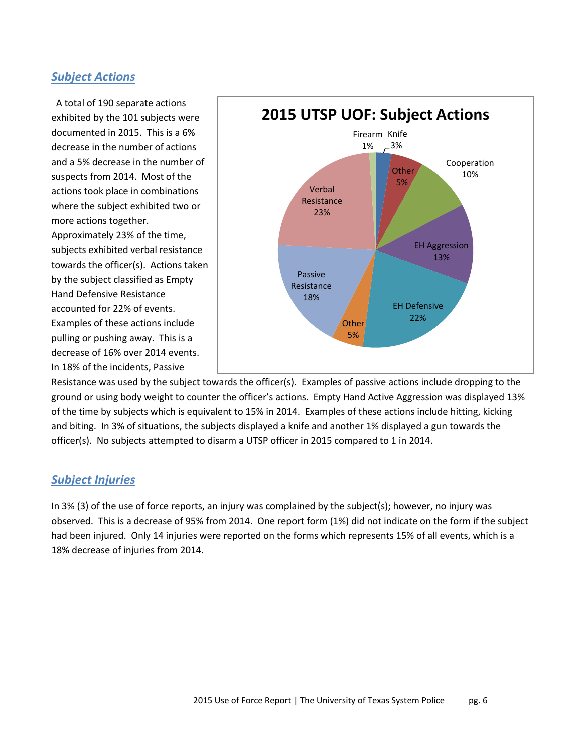## *Subject Actions*

A total of 190 separate actions exhibited by the 101 subjects were documented in 2015. This is a 6% decrease in the number of actions and a 5% decrease in the number of suspects from 2014. Most of the actions took place in combinations where the subject exhibited two or more actions together. Approximately 23% of the time, subjects exhibited verbal resistance towards the officer(s). Actions taken by the subject classified as Empty Hand Defensive Resistance accounted for 22% of events. Examples of these actions include pulling or pushing away. This is a decrease of 16% over 2014 events. In 18% of the incidents, Passive Resistance was used by the subject towards the officer(s). Examples of passive actions include dropping to the ground or using body weight to counter the officer's actions. Empty Hand Active Aggression was displayed 13% of the time by subjects which is equivalent to 15% in 2014. Examples of these actions include hitting, kicking and biting. In 3% of situations, the subjects displayed a knife and another 1% displayed a gun towards the officer(s). No subjects attempted to disarm a UTSP officer in 2015 compared to 1 in 2014.

**2015 UTSP UOF: Subject Actions**

| Action | Percent |
|---|---|
| Firearm | 1% |
| Knife | 3% |
| Other | 5% |
| Cooperation | 10% |
| EH Aggression | 13% |
| EH Defensive | 22% |
| Other | 5% |
| Passive Resistance | 18% |
| Verbal Resistance | 23% |

## *Subject Injuries*

In 3% (3) of the use of force reports, an injury was complained by the subject(s); however, no injury was observed. This is a decrease of 95% from 2014. One report form (1%) did not indicate on the form if the subject had been injured. Only 14 injuries were reported on the forms which represents 15% of all events, which is a 18% decrease of injuries from 2014.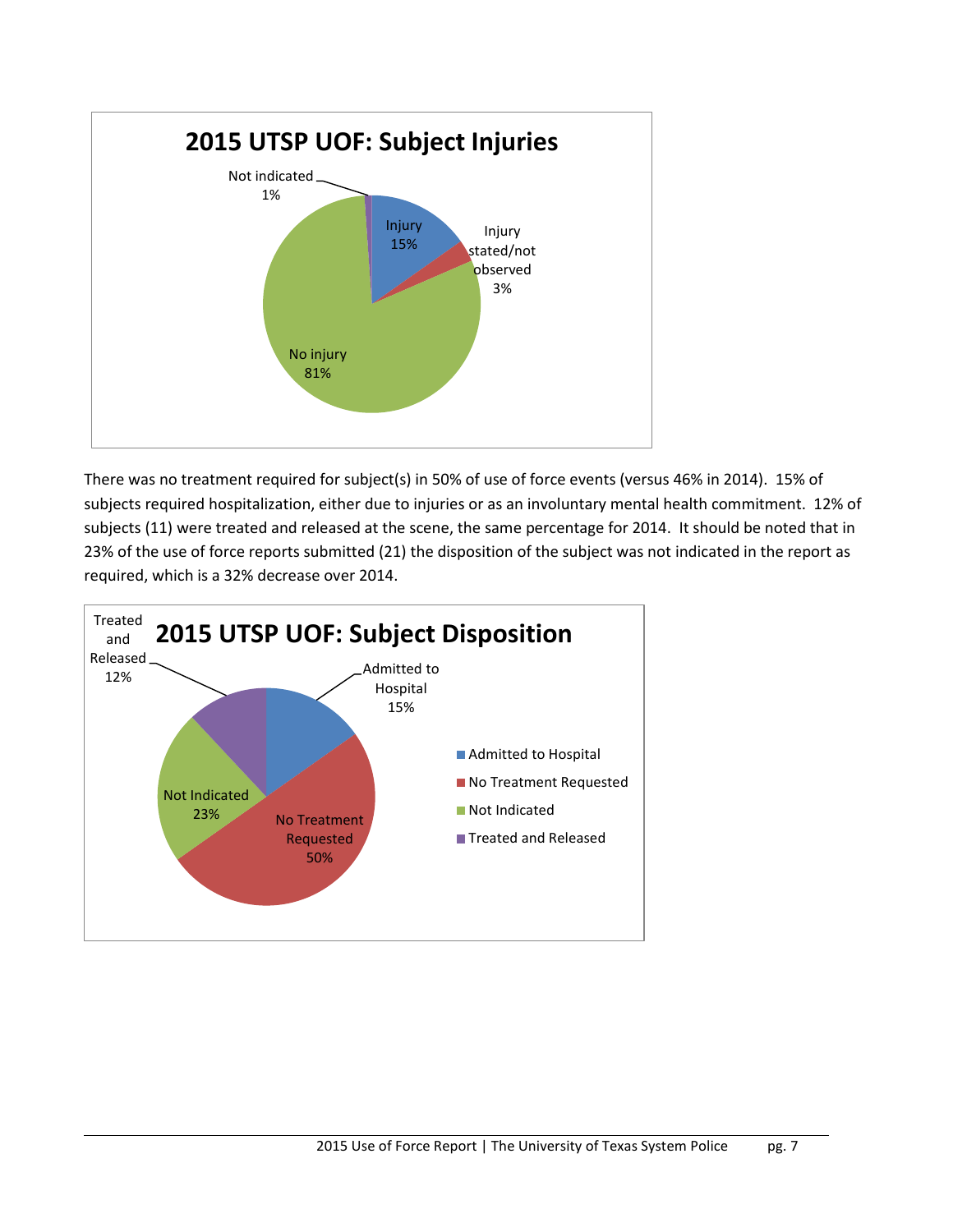**2015 UTSP UOF: Subject Injuries**

- Injury 15%
- Injury stated/not observed 3%
- No injury 81%
- Not indicated 1%

There was no treatment required for subject(s) in 50% of use of force events (versus 46% in 2014). 15% of subjects required hospitalization, either due to injuries or as an involuntary mental health commitment. 12% of subjects (11) were treated and released at the scene, the same percentage for 2014. It should be noted that in 23% of the use of force reports submitted (21) the disposition of the subject was not indicated in the report as required, which is a 32% decrease over 2014.

**2015 UTSP UOF: Subject Disposition**

- Admitted to Hospital 15%
- No Treatment Requested 50%
- Not Indicated 23%
- Treated and Released 12%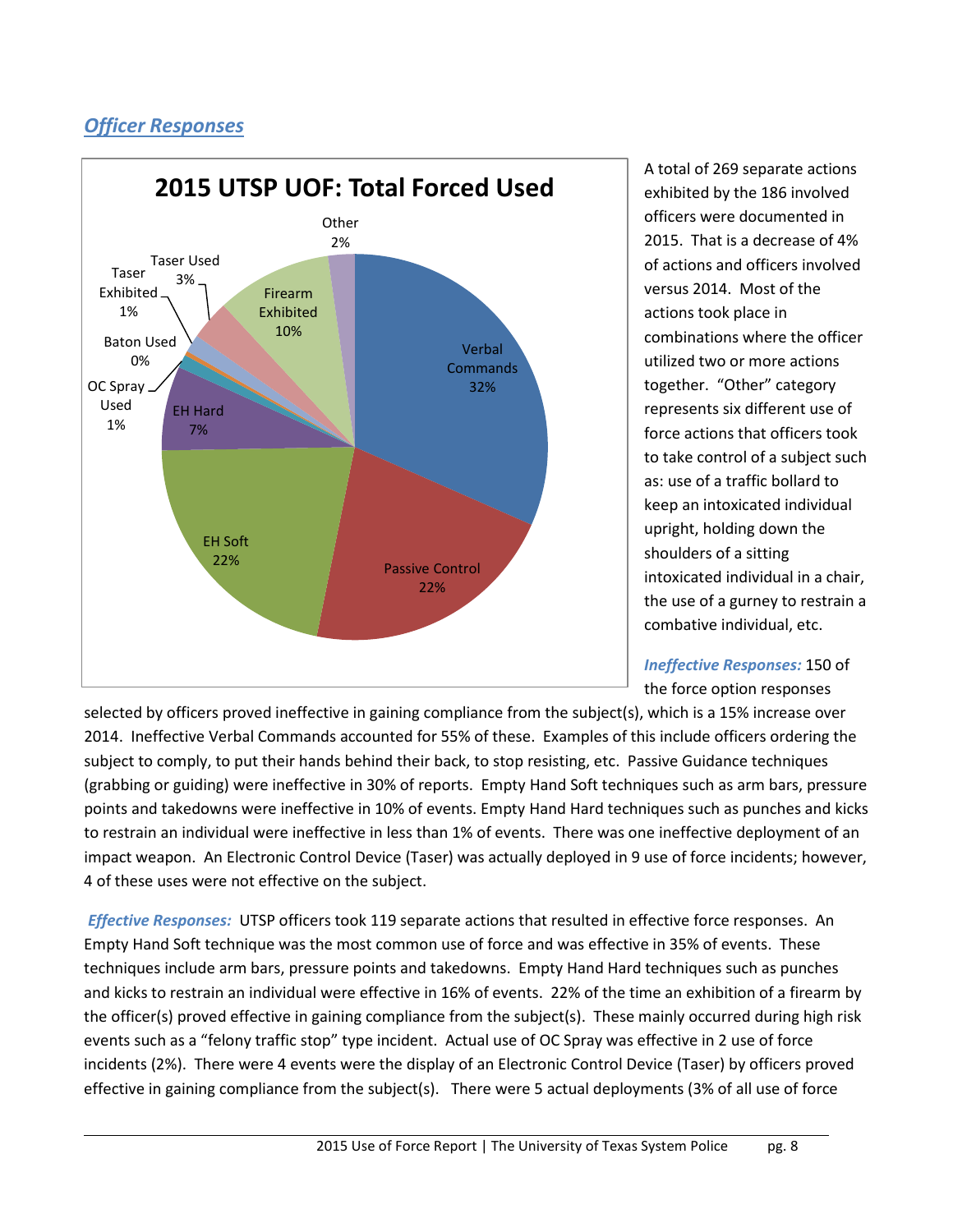## *Officer Responses*

**2015 UTSP UOF: Total Forced Used**

| Category | Percentage |
|---|---|
| Verbal Commands | 32% |
| Passive Control | 22% |
| EH Soft | 22% |
| EH Hard | 7% |
| OC Spray Used | 1% |
| Baton Used | 0% |
| Taser Exhibited | 1% |
| Taser Used | 3% |
| Firearm Exhibited | 10% |
| Other | 2% |

A total of 269 separate actions exhibited by the 186 involved officers were documented in 2015. That is a decrease of 4% of actions and officers involved versus 2014. Most of the actions took place in combinations where the officer utilized two or more actions together. "Other" category represents six different use of force actions that officers took to take control of a subject such as: use of a traffic bollard to keep an intoxicated individual upright, holding down the shoulders of a sitting intoxicated individual in a chair, the use of a gurney to restrain a combative individual, etc.

***Ineffective Responses:*** 150 of the force option responses selected by officers proved ineffective in gaining compliance from the subject(s), which is a 15% increase over 2014. Ineffective Verbal Commands accounted for 55% of these. Examples of this include officers ordering the subject to comply, to put their hands behind their back, to stop resisting, etc. Passive Guidance techniques (grabbing or guiding) were ineffective in 30% of reports. Empty Hand Soft techniques such as arm bars, pressure points and takedowns were ineffective in 10% of events. Empty Hand Hard techniques such as punches and kicks to restrain an individual were ineffective in less than 1% of events. There was one ineffective deployment of an impact weapon. An Electronic Control Device (Taser) was actually deployed in 9 use of force incidents; however, 4 of these uses were not effective on the subject.

***Effective Responses:*** UTSP officers took 119 separate actions that resulted in effective force responses. An Empty Hand Soft technique was the most common use of force and was effective in 35% of events. These techniques include arm bars, pressure points and takedowns. Empty Hand Hard techniques such as punches and kicks to restrain an individual were effective in 16% of events. 22% of the time an exhibition of a firearm by the officer(s) proved effective in gaining compliance from the subject(s). These mainly occurred during high risk events such as a "felony traffic stop" type incident. Actual use of OC Spray was effective in 2 use of force incidents (2%). There were 4 events were the display of an Electronic Control Device (Taser) by officers proved effective in gaining compliance from the subject(s). There were 5 actual deployments (3% of all use of force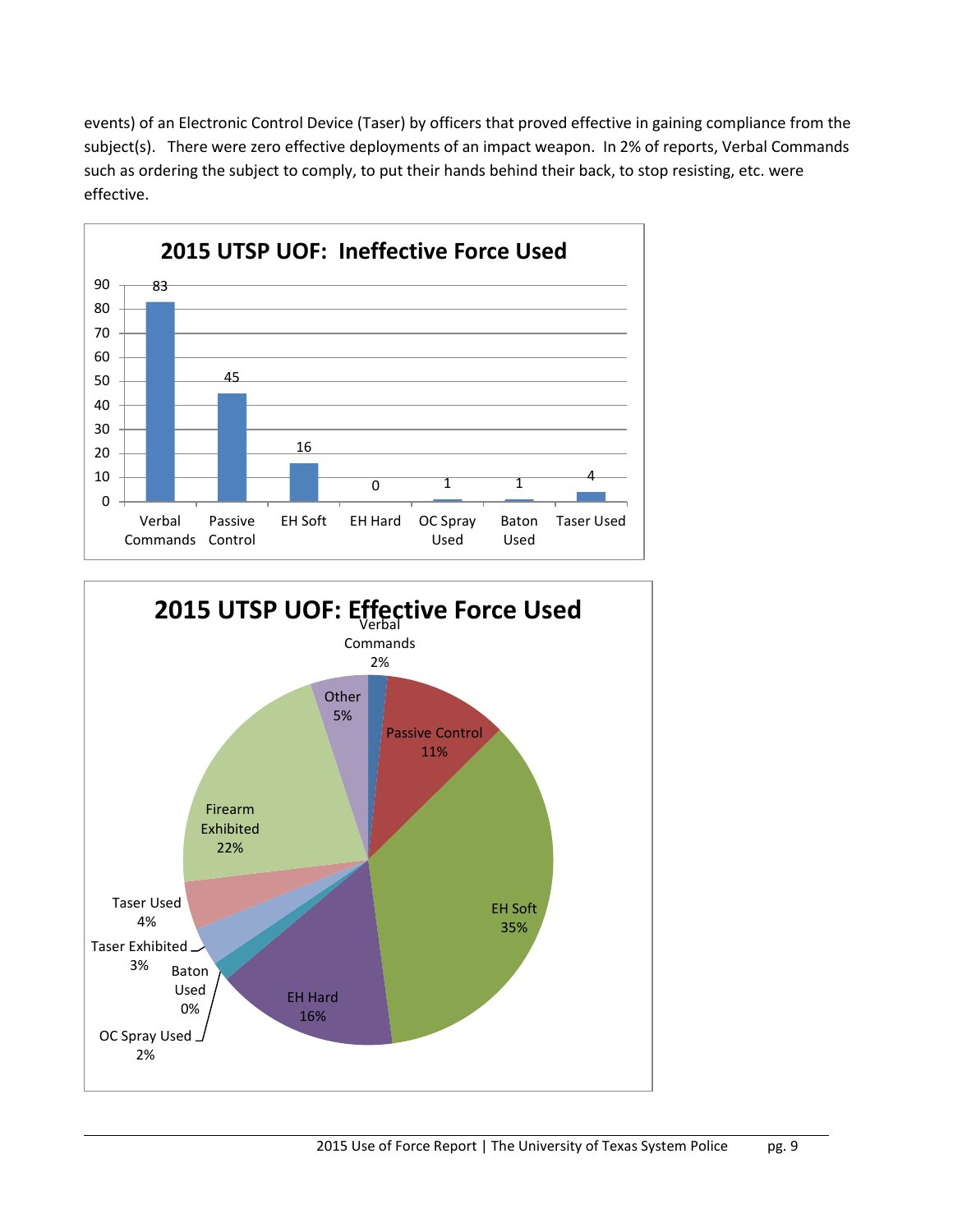events) of an Electronic Control Device (Taser) by officers that proved effective in gaining compliance from the subject(s). There were zero effective deployments of an impact weapon. In 2% of reports, Verbal Commands such as ordering the subject to comply, to put their hands behind their back, to stop resisting, etc. were effective.

**2015 UTSP UOF: Ineffective Force Used**

| Verbal Commands | Passive Control | EH Soft | EH Hard | OC Spray Used | Baton Used | Taser Used |
|---|---|---|---|---|---|---|
| 83 | 45 | 16 | 0 | 1 | 1 | 4 |

**2015 UTSP UOF: Effective Force Used**

| Category | Percent |
|---|---|
| Verbal Commands | 2% |
| Passive Control | 11% |
| EH Soft | 35% |
| EH Hard | 16% |
| OC Spray Used | 2% |
| Baton Used | 0% |
| Taser Exhibited | 3% |
| Taser Used | 4% |
| Firearm Exhibited | 22% |
| Other | 5% |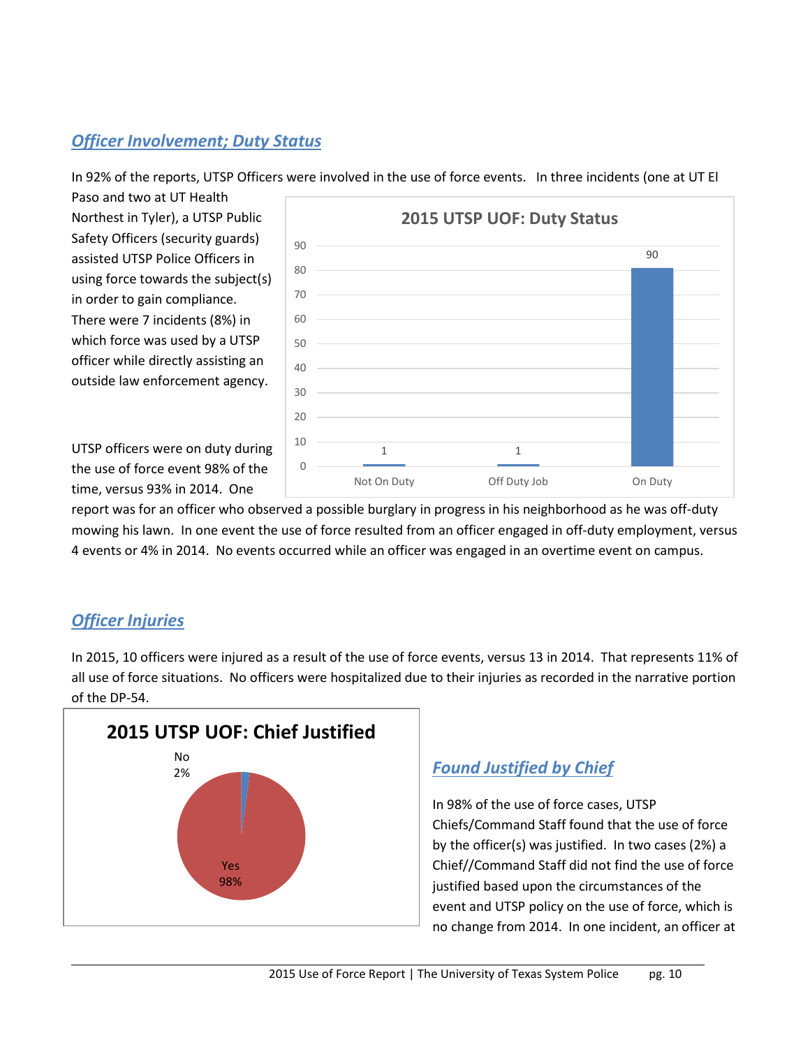## *Officer Involvement; Duty Status*

In 92% of the reports, UTSP Officers were involved in the use of force events. In three incidents (one at UT El Paso and two at UT Health Northest in Tyler), a UTSP Public Safety Officers (security guards) assisted UTSP Police Officers in using force towards the subject(s) in order to gain compliance. There were 7 incidents (8%) in which force was used by a UTSP officer while directly assisting an outside law enforcement agency.

**2015 UTSP UOF: Duty Status**

| Duty Status | Count |
|---|---|
| Not On Duty | 1 |
| Off Duty Job | 1 |
| On Duty | 90 |

UTSP officers were on duty during the use of force event 98% of the time, versus 93% in 2014. One report was for an officer who observed a possible burglary in progress in his neighborhood as he was off-duty mowing his lawn. In one event the use of force resulted from an officer engaged in off-duty employment, versus 4 events or 4% in 2014. No events occurred while an officer was engaged in an overtime event on campus.

## *Officer Injuries*

In 2015, 10 officers were injured as a result of the use of force events, versus 13 in 2014. That represents 11% of all use of force situations. No officers were hospitalized due to their injuries as recorded in the narrative portion of the DP-54.

**2015 UTSP UOF: Chief Justified**

| Justified | Percent |
|---|---|
| No | 2% |
| Yes | 98% |

## *Found Justified by Chief*

In 98% of the use of force cases, UTSP Chiefs/Command Staff found that the use of force by the officer(s) was justified. In two cases (2%) a Chief//Command Staff did not find the use of force justified based upon the circumstances of the event and UTSP policy on the use of force, which is no change from 2014. In one incident, an officer at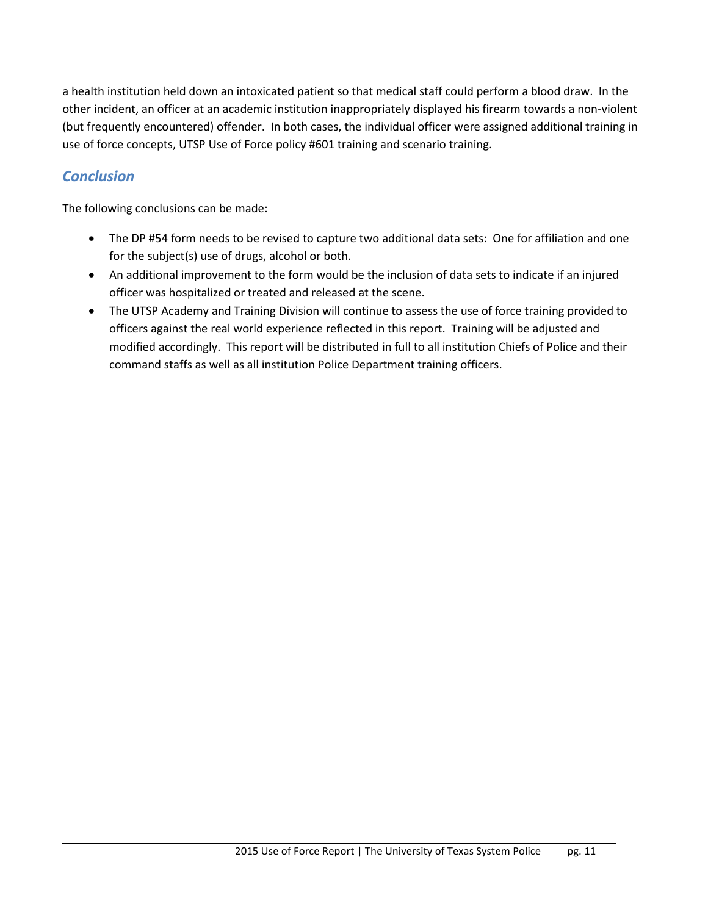a health institution held down an intoxicated patient so that medical staff could perform a blood draw. In the other incident, an officer at an academic institution inappropriately displayed his firearm towards a non-violent (but frequently encountered) offender. In both cases, the individual officer were assigned additional training in use of force concepts, UTSP Use of Force policy #601 training and scenario training.

## *Conclusion*

The following conclusions can be made:

- The DP #54 form needs to be revised to capture two additional data sets: One for affiliation and one for the subject(s) use of drugs, alcohol or both.
- An additional improvement to the form would be the inclusion of data sets to indicate if an injured officer was hospitalized or treated and released at the scene.
- The UTSP Academy and Training Division will continue to assess the use of force training provided to officers against the real world experience reflected in this report. Training will be adjusted and modified accordingly. This report will be distributed in full to all institution Chiefs of Police and their command staffs as well as all institution Police Department training officers.